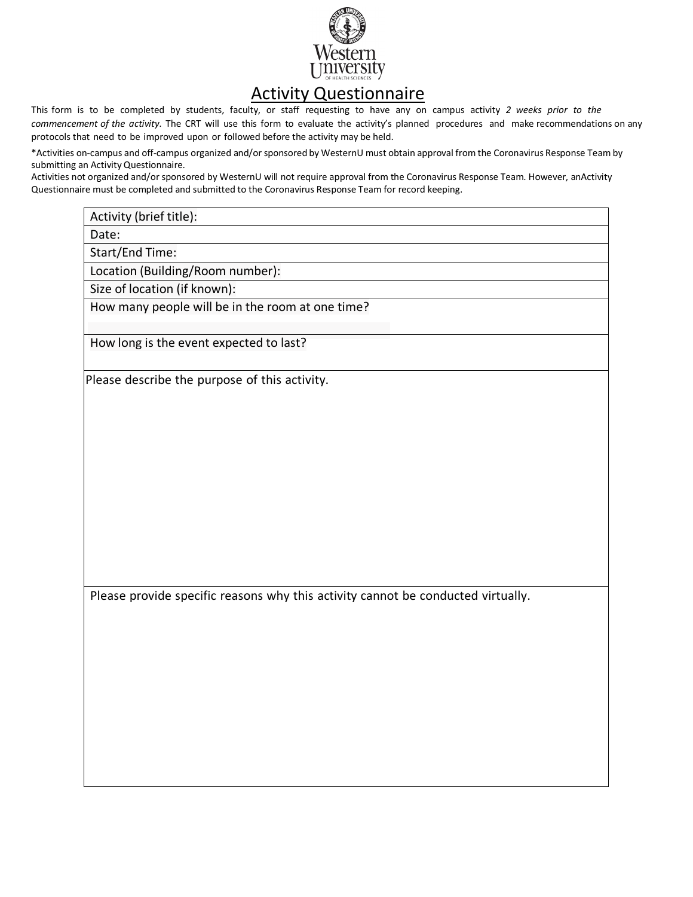# Activity Questionnaire

This form is to be completed by students, faculty, or staff requesting to have any on campus activity *2 weeks prior to the commencement of the activity*. The CRT will use this form to evaluate the activity's planned procedures and make recommendations on any protocols that need to be improved upon or followed before the activity may be held.

*Activities on-campus and off-campus organized and/or sponsored by WesternU must obtain approval from the Coronavirus Response Team by submitting an Activity Questionnaire.
Activities not organized and/or sponsored by WesternU will not require approval from the Coronavirus Response Team. However, anActivity Questionnaire must be completed and submitted to the Coronavirus Response Team for record keeping.

| Activity (brief title): |
|---|
| Date: |
| Start/End Time: |
| Location (Building/Room number): |
| Size of location (if known): |
| How many people will be in the room at one time? |
| How long is the event expected to last? |
| Please describe the purpose of this activity. |
| Please provide specific reasons why this activity cannot be conducted virtually. |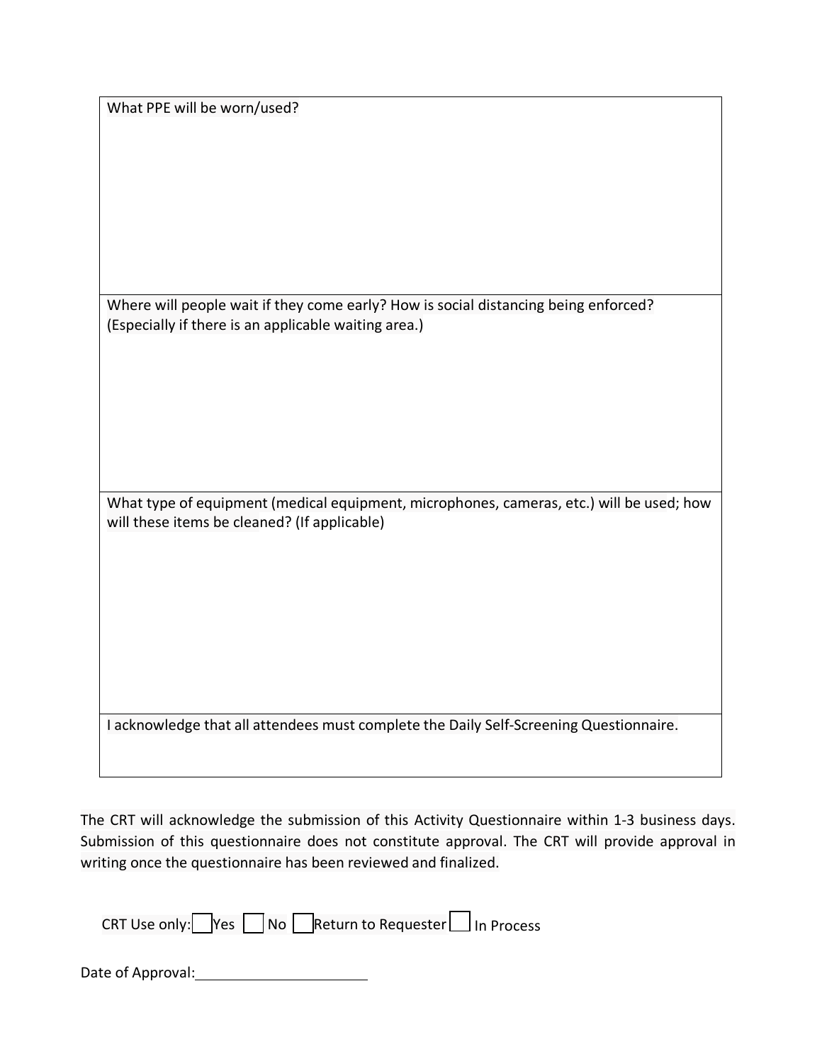| What PPE will be worn/used? |
| --- |
| Where will people wait if they come early? How is social distancing being enforced? (Especially if there is an applicable waiting area.) |
| What type of equipment (medical equipment, microphones, cameras, etc.) will be used; how will these items be cleaned? (If applicable) |
| I acknowledge that all attendees must complete the Daily Self-Screening Questionnaire. |

The CRT will acknowledge the submission of this Activity Questionnaire within 1-3 business days. Submission of this questionnaire does not constitute approval. The CRT will provide approval in writing once the questionnaire has been reviewed and finalized.

CRT Use only: ☐ Yes ☐ No ☐ Return to Requester ☐ In Process

Date of Approval: ____________________